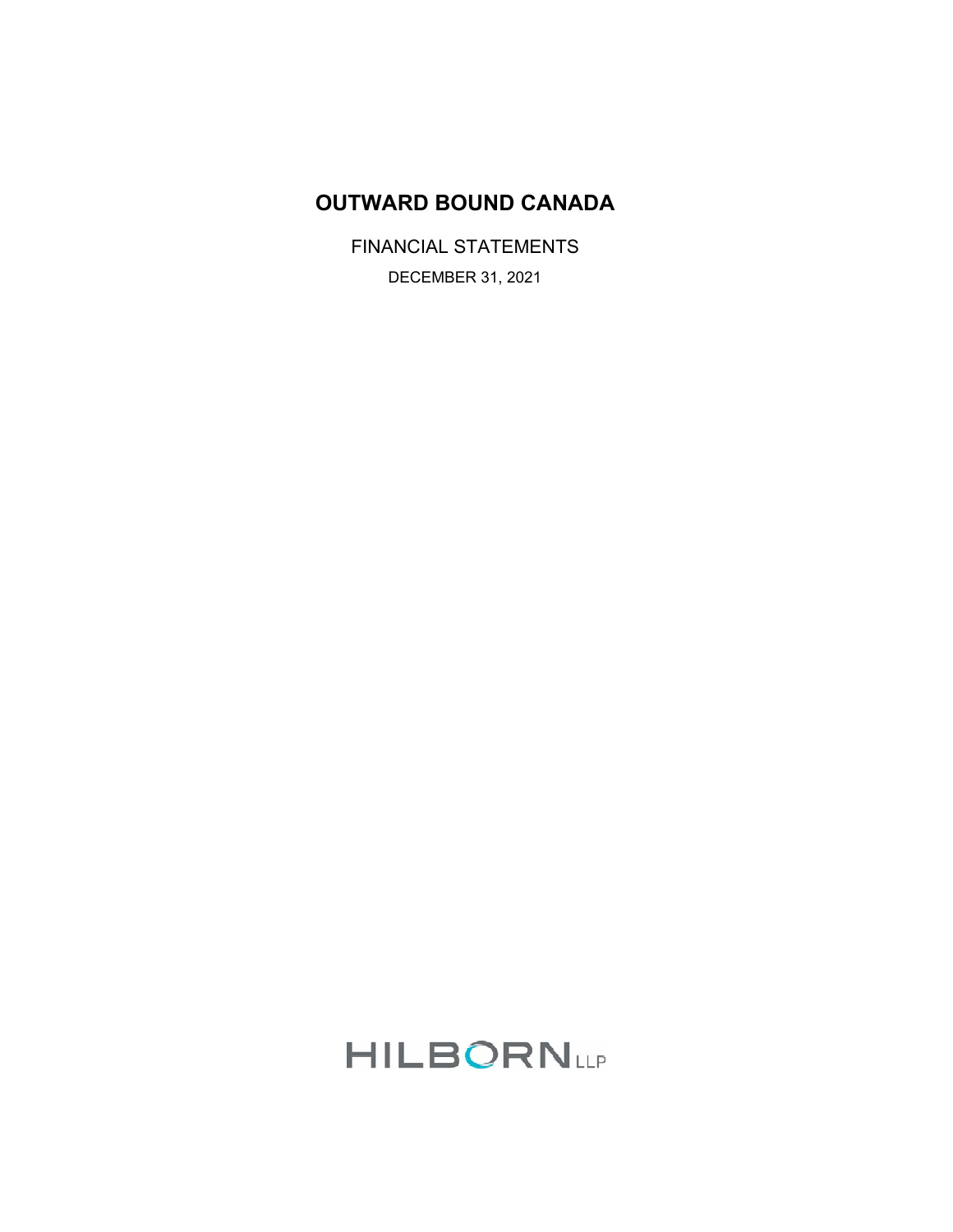# OUTWARD BOUND CANADA

FINANCIAL STATEMENTS

DECEMBER 31, 2021

HILBORN LLP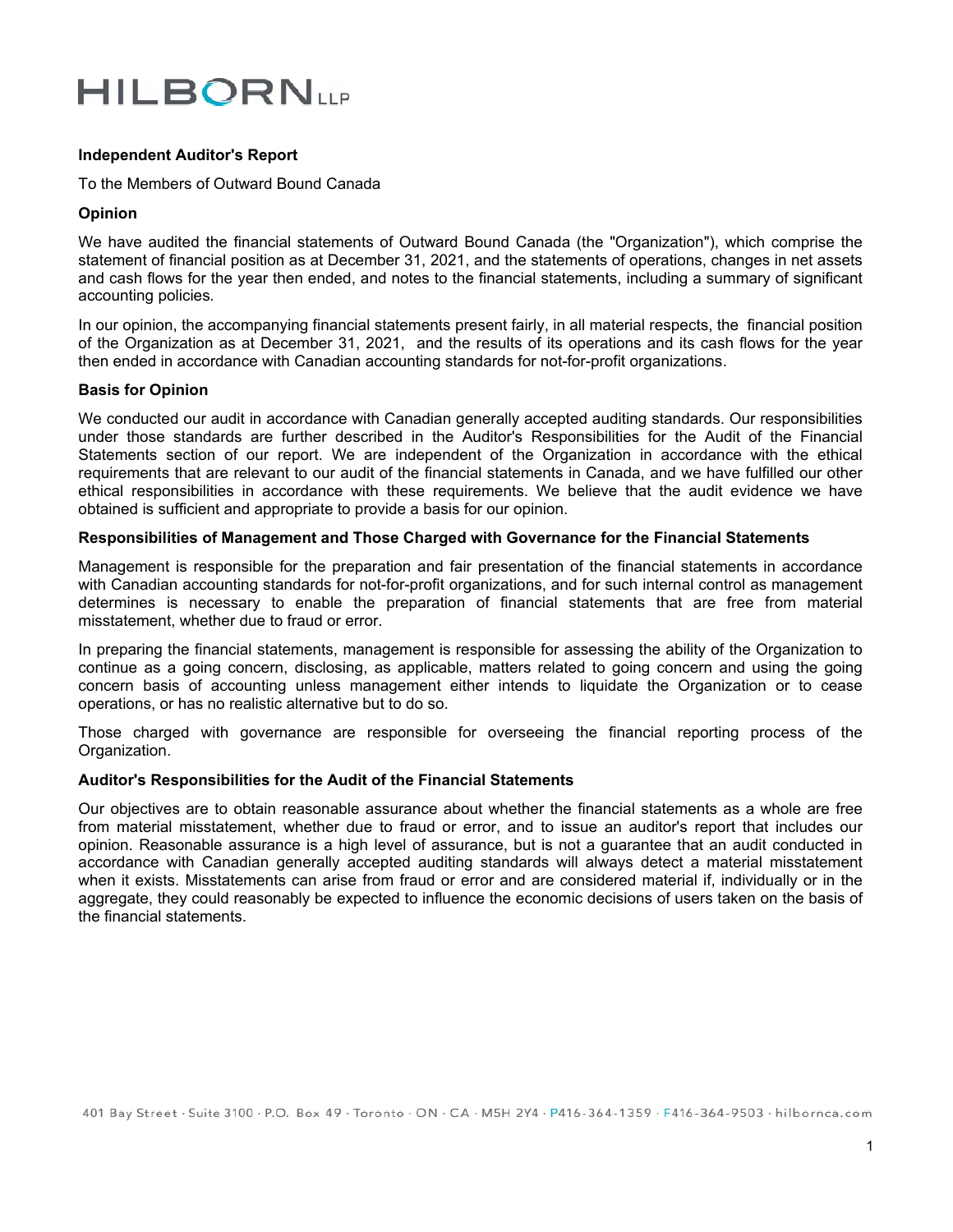HILBORN LLP

**Independent Auditor's Report**

To the Members of Outward Bound Canada

**Opinion**

We have audited the financial statements of Outward Bound Canada (the "Organization"), which comprise the statement of financial position as at December 31, 2021, and the statements of operations, changes in net assets and cash flows for the year then ended, and notes to the financial statements, including a summary of significant accounting policies.

In our opinion, the accompanying financial statements present fairly, in all material respects, the financial position of the Organization as at December 31, 2021, and the results of its operations and its cash flows for the year then ended in accordance with Canadian accounting standards for not-for-profit organizations.

**Basis for Opinion**

We conducted our audit in accordance with Canadian generally accepted auditing standards. Our responsibilities under those standards are further described in the Auditor's Responsibilities for the Audit of the Financial Statements section of our report. We are independent of the Organization in accordance with the ethical requirements that are relevant to our audit of the financial statements in Canada, and we have fulfilled our other ethical responsibilities in accordance with these requirements. We believe that the audit evidence we have obtained is sufficient and appropriate to provide a basis for our opinion.

**Responsibilities of Management and Those Charged with Governance for the Financial Statements**

Management is responsible for the preparation and fair presentation of the financial statements in accordance with Canadian accounting standards for not-for-profit organizations, and for such internal control as management determines is necessary to enable the preparation of financial statements that are free from material misstatement, whether due to fraud or error.

In preparing the financial statements, management is responsible for assessing the ability of the Organization to continue as a going concern, disclosing, as applicable, matters related to going concern and using the going concern basis of accounting unless management either intends to liquidate the Organization or to cease operations, or has no realistic alternative but to do so.

Those charged with governance are responsible for overseeing the financial reporting process of the Organization.

**Auditor's Responsibilities for the Audit of the Financial Statements**

Our objectives are to obtain reasonable assurance about whether the financial statements as a whole are free from material misstatement, whether due to fraud or error, and to issue an auditor's report that includes our opinion. Reasonable assurance is a high level of assurance, but is not a guarantee that an audit conducted in accordance with Canadian generally accepted auditing standards will always detect a material misstatement when it exists. Misstatements can arise from fraud or error and are considered material if, individually or in the aggregate, they could reasonably be expected to influence the economic decisions of users taken on the basis of the financial statements.

401 Bay Street · Suite 3100 · P.O. Box 49 · Toronto · ON · CA · M5H 2Y4 · P416-364-1359 · F416-364-9503 · hilbornca.com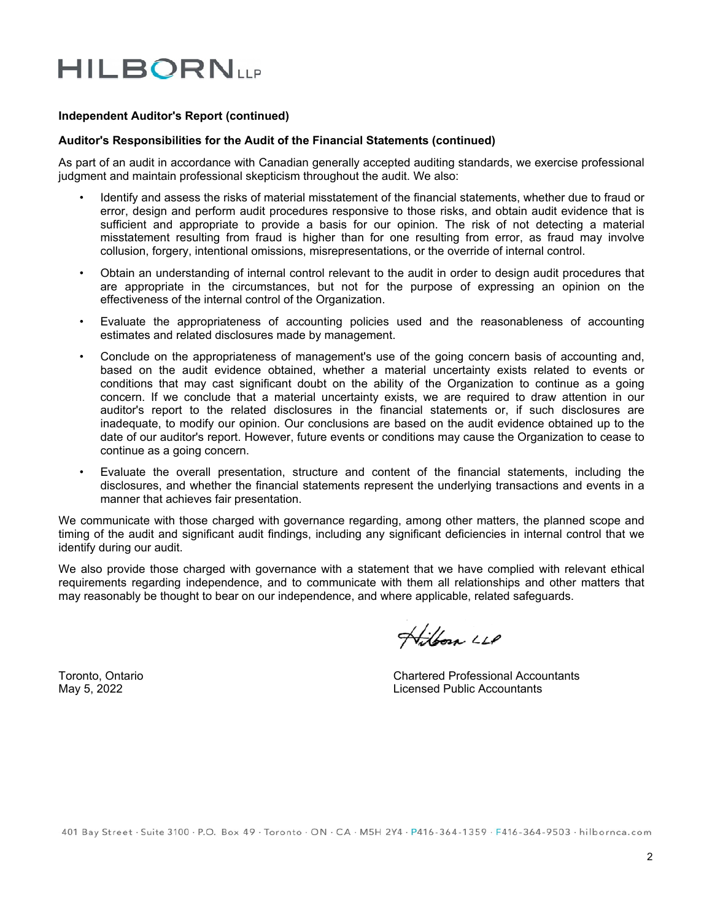**HILBORN LLP**

**Independent Auditor's Report (continued)**

**Auditor's Responsibilities for the Audit of the Financial Statements (continued)**

As part of an audit in accordance with Canadian generally accepted auditing standards, we exercise professional judgment and maintain professional skepticism throughout the audit. We also:

- Identify and assess the risks of material misstatement of the financial statements, whether due to fraud or error, design and perform audit procedures responsive to those risks, and obtain audit evidence that is sufficient and appropriate to provide a basis for our opinion. The risk of not detecting a material misstatement resulting from fraud is higher than for one resulting from error, as fraud may involve collusion, forgery, intentional omissions, misrepresentations, or the override of internal control.
- Obtain an understanding of internal control relevant to the audit in order to design audit procedures that are appropriate in the circumstances, but not for the purpose of expressing an opinion on the effectiveness of the internal control of the Organization.
- Evaluate the appropriateness of accounting policies used and the reasonableness of accounting estimates and related disclosures made by management.
- Conclude on the appropriateness of management's use of the going concern basis of accounting and, based on the audit evidence obtained, whether a material uncertainty exists related to events or conditions that may cast significant doubt on the ability of the Organization to continue as a going concern. If we conclude that a material uncertainty exists, we are required to draw attention in our auditor's report to the related disclosures in the financial statements or, if such disclosures are inadequate, to modify our opinion. Our conclusions are based on the audit evidence obtained up to the date of our auditor's report. However, future events or conditions may cause the Organization to cease to continue as a going concern.
- Evaluate the overall presentation, structure and content of the financial statements, including the disclosures, and whether the financial statements represent the underlying transactions and events in a manner that achieves fair presentation.

We communicate with those charged with governance regarding, among other matters, the planned scope and timing of the audit and significant audit findings, including any significant deficiencies in internal control that we identify during our audit.

We also provide those charged with governance with a statement that we have complied with relevant ethical requirements regarding independence, and to communicate with them all relationships and other matters that may reasonably be thought to bear on our independence, and where applicable, related safeguards.

Hilborn LLP

Toronto, Ontario
May 5, 2022

Chartered Professional Accountants
Licensed Public Accountants

401 Bay Street · Suite 3100 · P.O. Box 49 · Toronto · ON · CA · M5H 2Y4 · P416-364-1359 · F416-364-9503 · hilbornca.com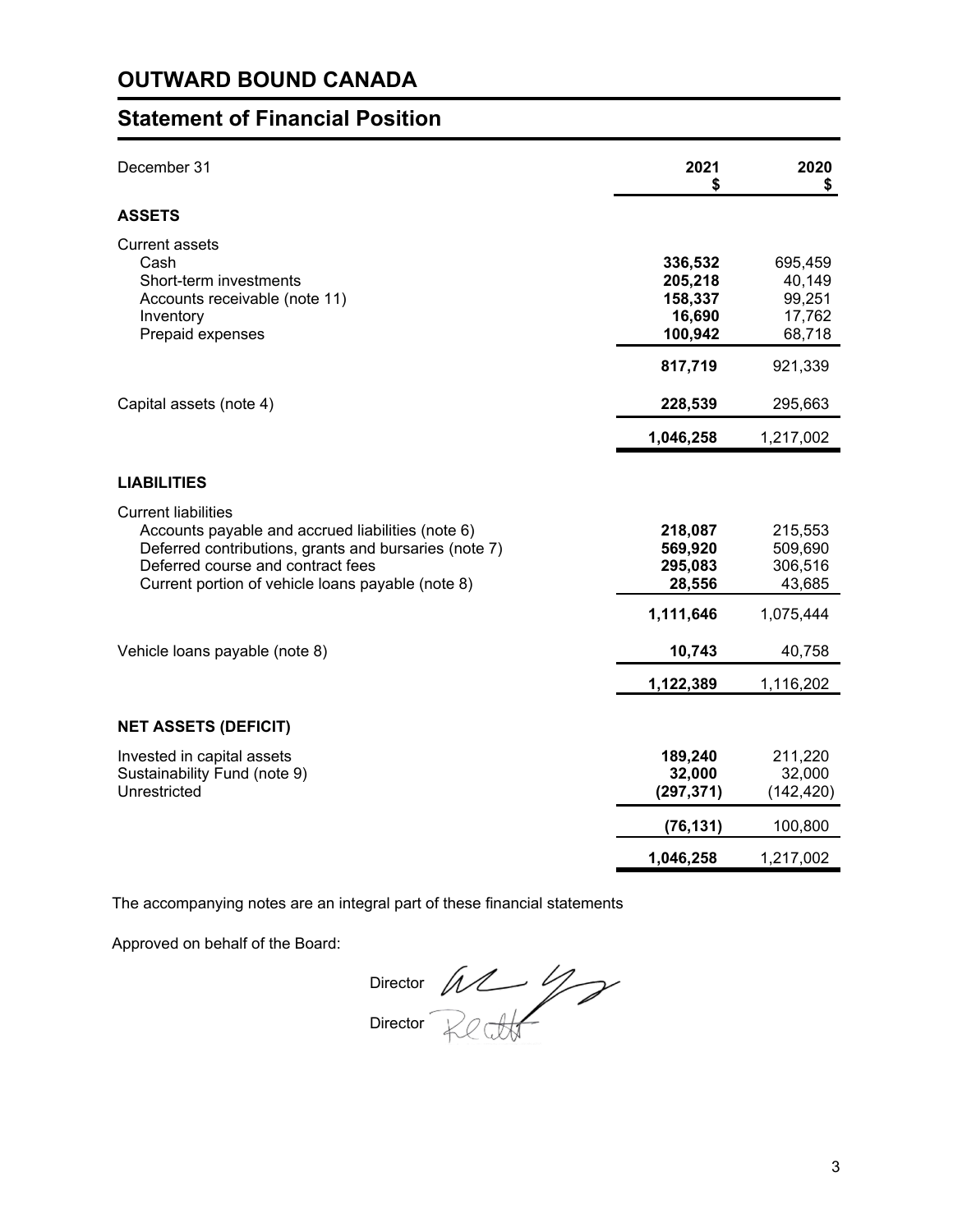# OUTWARD BOUND CANADA

## Statement of Financial Position

| December 31 | 2021<br>$ | 2020<br>$ |
|---|---|---|
| **ASSETS** | | |
| Current assets | | |
| Cash | **336,532** | 695,459 |
| Short-term investments | **205,218** | 40,149 |
| Accounts receivable (note 11) | **158,337** | 99,251 |
| Inventory | **16,690** | 17,762 |
| Prepaid expenses | **100,942** | 68,718 |
| | **817,719** | 921,339 |
| Capital assets (note 4) | **228,539** | 295,663 |
| | **1,046,258** | 1,217,002 |
| **LIABILITIES** | | |
| Current liabilities | | |
| Accounts payable and accrued liabilities (note 6) | **218,087** | 215,553 |
| Deferred contributions, grants and bursaries (note 7) | **569,920** | 509,690 |
| Deferred course and contract fees | **295,083** | 306,516 |
| Current portion of vehicle loans payable (note 8) | **28,556** | 43,685 |
| | **1,111,646** | 1,075,444 |
| Vehicle loans payable (note 8) | **10,743** | 40,758 |
| | **1,122,389** | 1,116,202 |
| **NET ASSETS (DEFICIT)** | | |
| Invested in capital assets | **189,240** | 211,220 |
| Sustainability Fund (note 9) | **32,000** | 32,000 |
| Unrestricted | **(297,371)** | (142,420) |
| | **(76,131)** | 100,800 |
| | **1,046,258** | 1,217,002 |

The accompanying notes are an integral part of these financial statements

Approved on behalf of the Board:

Director

Director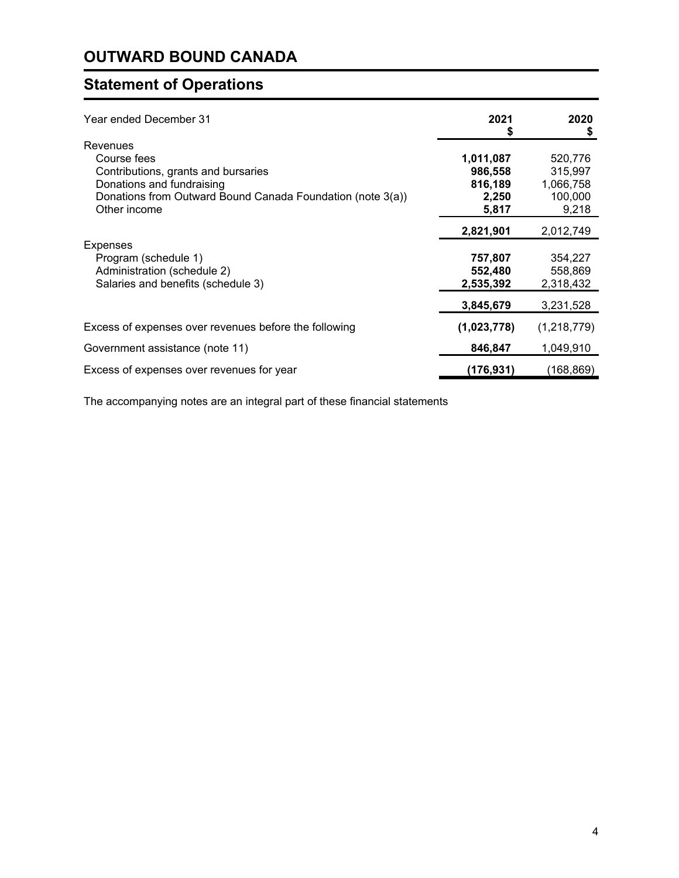# OUTWARD BOUND CANADA

## Statement of Operations

| Year ended December 31 | 2021 $ | 2020 $ |
|---|---|---|
| Revenues | | |
| Course fees | **1,011,087** | 520,776 |
| Contributions, grants and bursaries | **986,558** | 315,997 |
| Donations and fundraising | **816,189** | 1,066,758 |
| Donations from Outward Bound Canada Foundation (note 3(a)) | **2,250** | 100,000 |
| Other income | **5,817** | 9,218 |
| | **2,821,901** | 2,012,749 |
| Expenses | | |
| Program (schedule 1) | **757,807** | 354,227 |
| Administration (schedule 2) | **552,480** | 558,869 |
| Salaries and benefits (schedule 3) | **2,535,392** | 2,318,432 |
| | **3,845,679** | 3,231,528 |
| Excess of expenses over revenues before the following | **(1,023,778)** | (1,218,779) |
| Government assistance (note 11) | **846,847** | 1,049,910 |
| Excess of expenses over revenues for year | **(176,931)** | (168,869) |

The accompanying notes are an integral part of these financial statements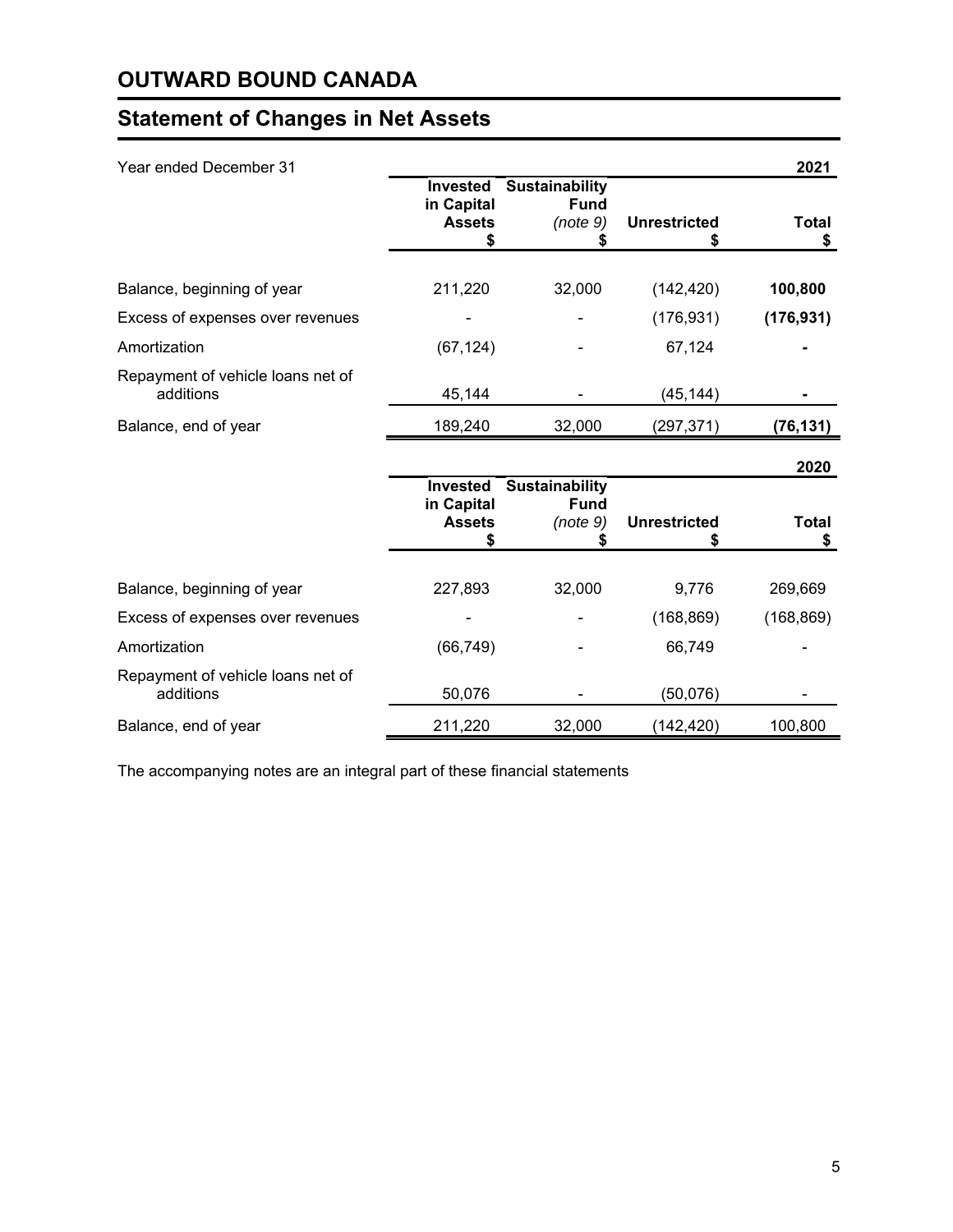# OUTWARD BOUND CANADA

## Statement of Changes in Net Assets

Year ended December 31

| 2021 | Invested in Capital Assets $ | Sustainability Fund *(note 9)* $ | Unrestricted $ | Total $ |
|---|---|---|---|---|
| Balance, beginning of year | 211,220 | 32,000 | (142,420) | **100,800** |
| Excess of expenses over revenues | - | - | (176,931) | **(176,931)** |
| Amortization | (67,124) | - | 67,124 | **-** |
| Repayment of vehicle loans net of additions | 45,144 | - | (45,144) | **-** |
| Balance, end of year | 189,240 | 32,000 | (297,371) | **(76,131)** |

| 2020 | Invested in Capital Assets $ | Sustainability Fund *(note 9)* $ | Unrestricted $ | Total $ |
|---|---|---|---|---|
| Balance, beginning of year | 227,893 | 32,000 | 9,776 | 269,669 |
| Excess of expenses over revenues | - | - | (168,869) | (168,869) |
| Amortization | (66,749) | - | 66,749 | - |
| Repayment of vehicle loans net of additions | 50,076 | - | (50,076) | - |
| Balance, end of year | 211,220 | 32,000 | (142,420) | 100,800 |

The accompanying notes are an integral part of these financial statements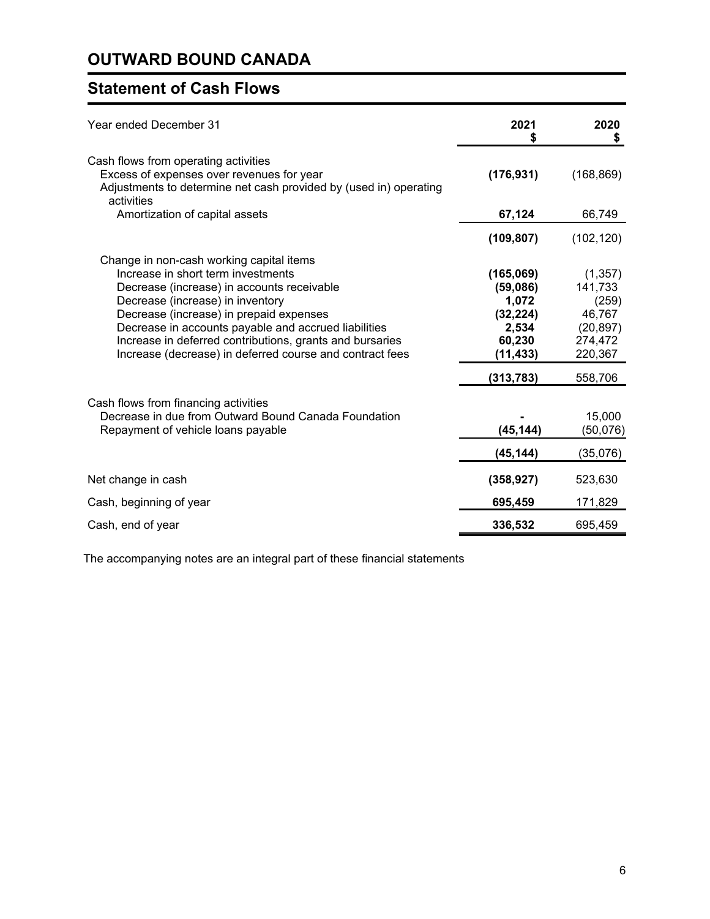# OUTWARD BOUND CANADA

## Statement of Cash Flows

| Year ended December 31 | 2021<br>$ | 2020<br>$ |
|---|---|---|
| Cash flows from operating activities | | |
| Excess of expenses over revenues for year | **(176,931)** | (168,869) |
| Adjustments to determine net cash provided by (used in) operating activities | | |
| Amortization of capital assets | **67,124** | 66,749 |
| | **(109,807)** | (102,120) |
| Change in non-cash working capital items | | |
| Increase in short term investments | **(165,069)** | (1,357) |
| Decrease (increase) in accounts receivable | **(59,086)** | 141,733 |
| Decrease (increase) in inventory | **1,072** | (259) |
| Decrease (increase) in prepaid expenses | **(32,224)** | 46,767 |
| Decrease in accounts payable and accrued liabilities | **2,534** | (20,897) |
| Increase in deferred contributions, grants and bursaries | **60,230** | 274,472 |
| Increase (decrease) in deferred course and contract fees | **(11,433)** | 220,367 |
| | **(313,783)** | 558,706 |
| Cash flows from financing activities | | |
| Decrease in due from Outward Bound Canada Foundation | **-** | 15,000 |
| Repayment of vehicle loans payable | **(45,144)** | (50,076) |
| | **(45,144)** | (35,076) |
| Net change in cash | **(358,927)** | 523,630 |
| Cash, beginning of year | **695,459** | 171,829 |
| Cash, end of year | **336,532** | 695,459 |

The accompanying notes are an integral part of these financial statements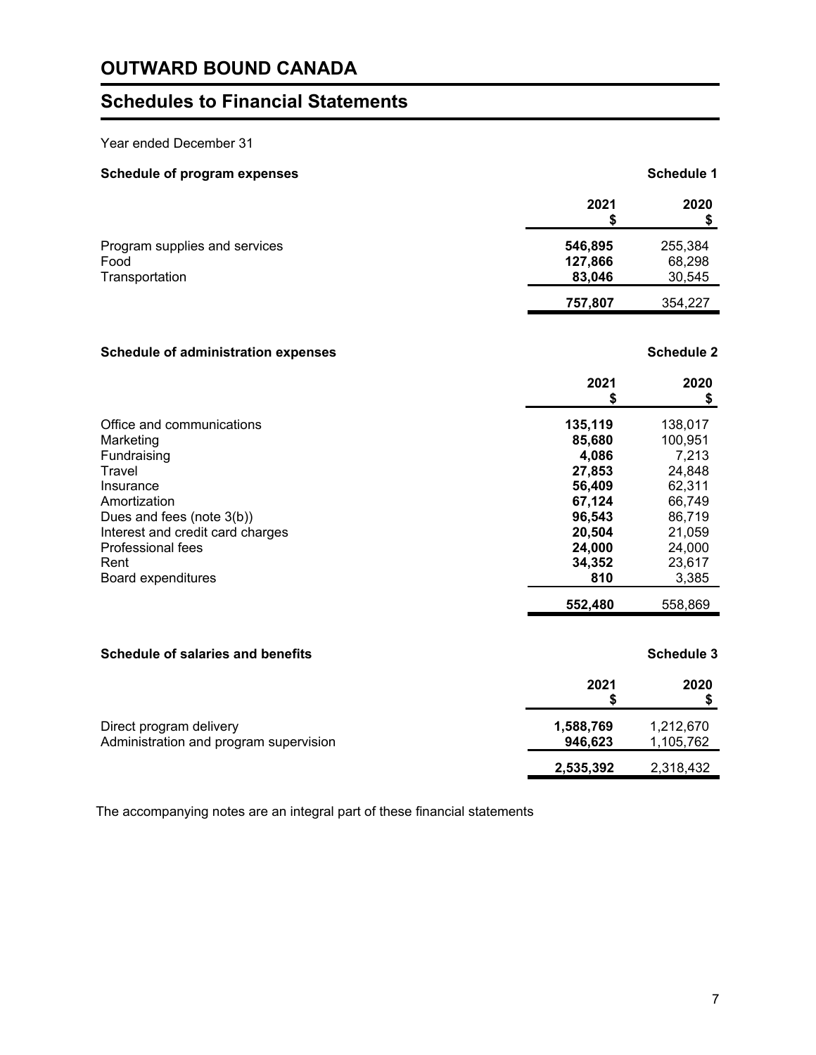# OUTWARD BOUND CANADA

## Schedules to Financial Statements

Year ended December 31

**Schedule of program expenses** **Schedule 1**

| | 2021<br>$ | 2020<br>$ |
|---|---|---|
| Program supplies and services | **546,895** | 255,384 |
| Food | **127,866** | 68,298 |
| Transportation | **83,046** | 30,545 |
| | **757,807** | 354,227 |

**Schedule of administration expenses** **Schedule 2**

| | 2021<br>$ | 2020<br>$ |
|---|---|---|
| Office and communications | **135,119** | 138,017 |
| Marketing | **85,680** | 100,951 |
| Fundraising | **4,086** | 7,213 |
| Travel | **27,853** | 24,848 |
| Insurance | **56,409** | 62,311 |
| Amortization | **67,124** | 66,749 |
| Dues and fees (note 3(b)) | **96,543** | 86,719 |
| Interest and credit card charges | **20,504** | 21,059 |
| Professional fees | **24,000** | 24,000 |
| Rent | **34,352** | 23,617 |
| Board expenditures | **810** | 3,385 |
| | **552,480** | 558,869 |

**Schedule of salaries and benefits** **Schedule 3**

| | 2021<br>$ | 2020<br>$ |
|---|---|---|
| Direct program delivery | **1,588,769** | 1,212,670 |
| Administration and program supervision | **946,623** | 1,105,762 |
| | **2,535,392** | 2,318,432 |

The accompanying notes are an integral part of these financial statements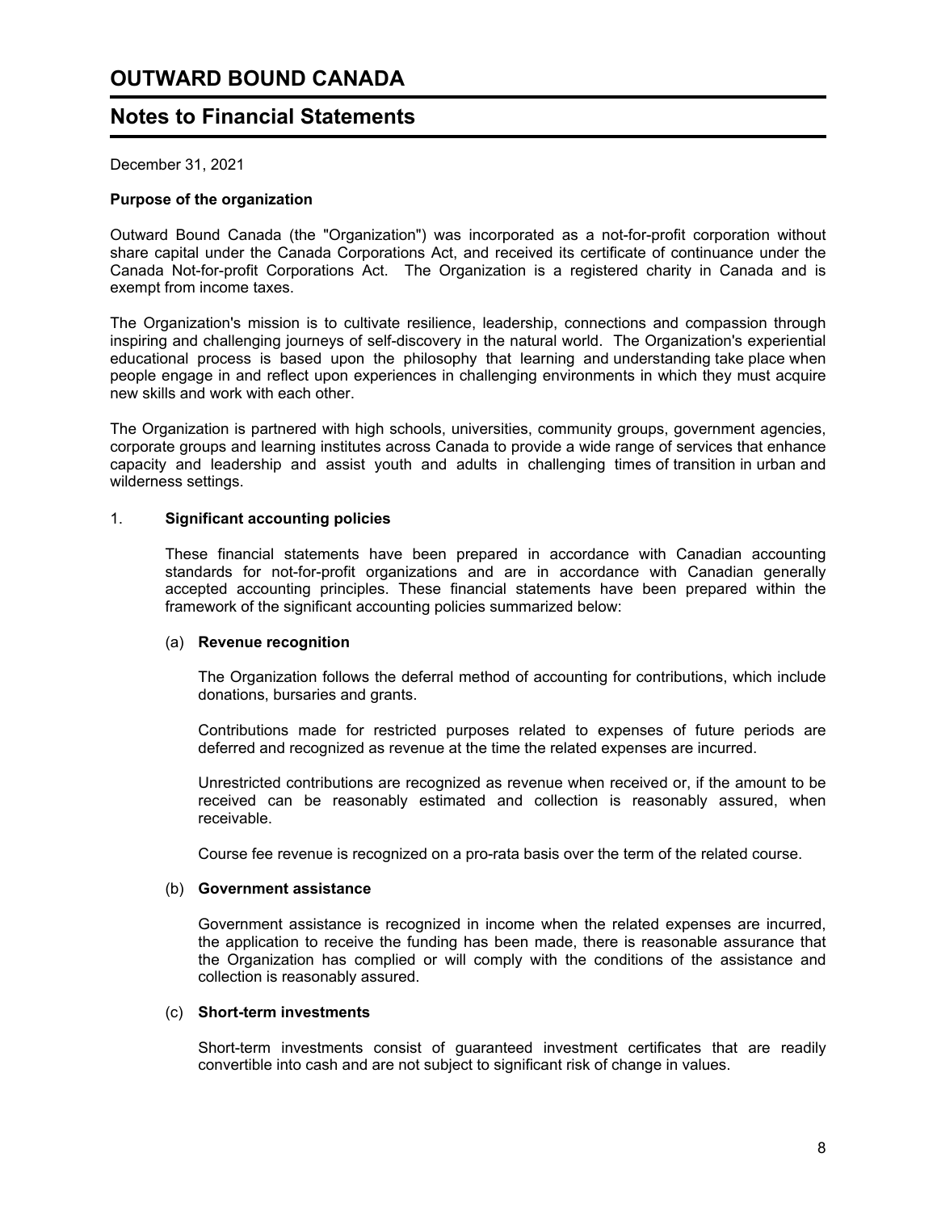# OUTWARD BOUND CANADA

## Notes to Financial Statements

December 31, 2021

**Purpose of the organization**

Outward Bound Canada (the "Organization") was incorporated as a not-for-profit corporation without share capital under the Canada Corporations Act, and received its certificate of continuance under the Canada Not-for-profit Corporations Act. The Organization is a registered charity in Canada and is exempt from income taxes.

The Organization's mission is to cultivate resilience, leadership, connections and compassion through inspiring and challenging journeys of self-discovery in the natural world. The Organization's experiential educational process is based upon the philosophy that learning and understanding take place when people engage in and reflect upon experiences in challenging environments in which they must acquire new skills and work with each other.

The Organization is partnered with high schools, universities, community groups, government agencies, corporate groups and learning institutes across Canada to provide a wide range of services that enhance capacity and leadership and assist youth and adults in challenging times of transition in urban and wilderness settings.

1. **Significant accounting policies**

These financial statements have been prepared in accordance with Canadian accounting standards for not-for-profit organizations and are in accordance with Canadian generally accepted accounting principles. These financial statements have been prepared within the framework of the significant accounting policies summarized below:

(a) **Revenue recognition**

The Organization follows the deferral method of accounting for contributions, which include donations, bursaries and grants.

Contributions made for restricted purposes related to expenses of future periods are deferred and recognized as revenue at the time the related expenses are incurred.

Unrestricted contributions are recognized as revenue when received or, if the amount to be received can be reasonably estimated and collection is reasonably assured, when receivable.

Course fee revenue is recognized on a pro-rata basis over the term of the related course.

(b) **Government assistance**

Government assistance is recognized in income when the related expenses are incurred, the application to receive the funding has been made, there is reasonable assurance that the Organization has complied or will comply with the conditions of the assistance and collection is reasonably assured.

(c) **Short-term investments**

Short-term investments consist of guaranteed investment certificates that are readily convertible into cash and are not subject to significant risk of change in values.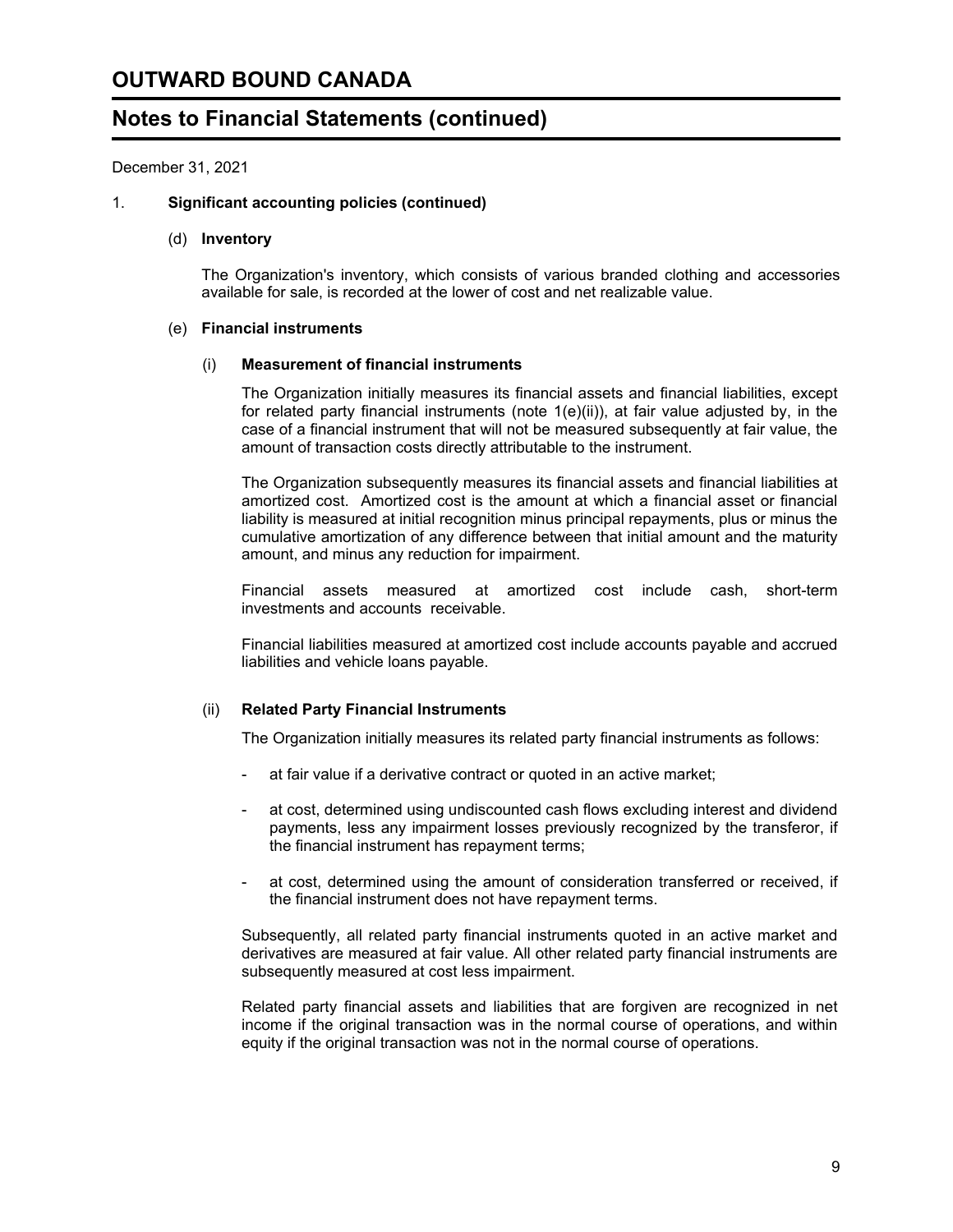# OUTWARD BOUND CANADA

## Notes to Financial Statements (continued)

December 31, 2021

1. **Significant accounting policies (continued)**

   (d) **Inventory**

   The Organization's inventory, which consists of various branded clothing and accessories available for sale, is recorded at the lower of cost and net realizable value.

   (e) **Financial instruments**

   (i) **Measurement of financial instruments**

   The Organization initially measures its financial assets and financial liabilities, except for related party financial instruments (note 1(e)(ii)), at fair value adjusted by, in the case of a financial instrument that will not be measured subsequently at fair value, the amount of transaction costs directly attributable to the instrument.

   The Organization subsequently measures its financial assets and financial liabilities at amortized cost. Amortized cost is the amount at which a financial asset or financial liability is measured at initial recognition minus principal repayments, plus or minus the cumulative amortization of any difference between that initial amount and the maturity amount, and minus any reduction for impairment.

   Financial assets measured at amortized cost include cash, short-term investments and accounts receivable.

   Financial liabilities measured at amortized cost include accounts payable and accrued liabilities and vehicle loans payable.

   (ii) **Related Party Financial Instruments**

   The Organization initially measures its related party financial instruments as follows:

   - at fair value if a derivative contract or quoted in an active market;
   - at cost, determined using undiscounted cash flows excluding interest and dividend payments, less any impairment losses previously recognized by the transferor, if the financial instrument has repayment terms;
   - at cost, determined using the amount of consideration transferred or received, if the financial instrument does not have repayment terms.

   Subsequently, all related party financial instruments quoted in an active market and derivatives are measured at fair value. All other related party financial instruments are subsequently measured at cost less impairment.

   Related party financial assets and liabilities that are forgiven are recognized in net income if the original transaction was in the normal course of operations, and within equity if the original transaction was not in the normal course of operations.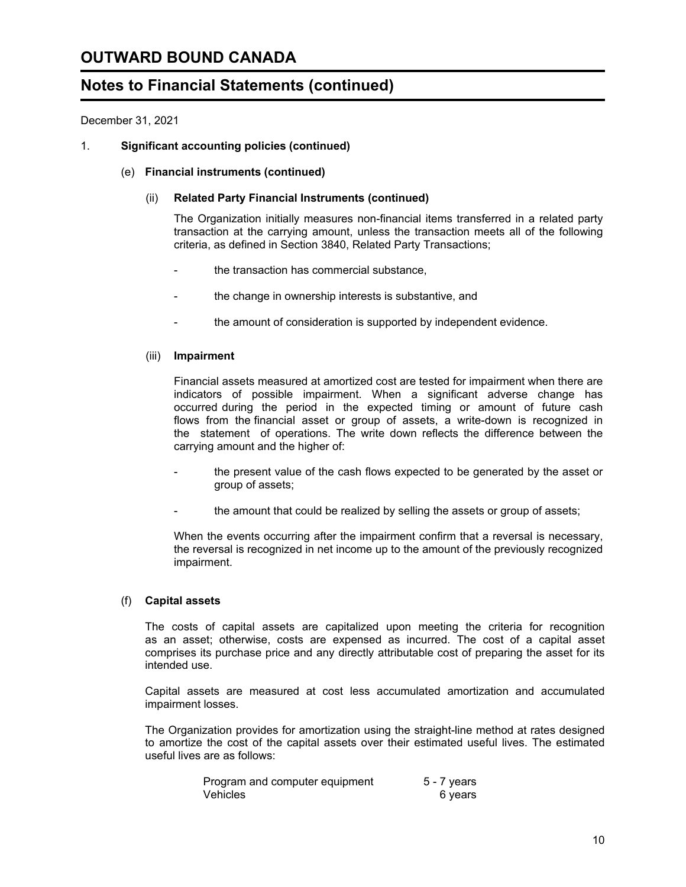# OUTWARD BOUND CANADA

## Notes to Financial Statements (continued)

December 31, 2021

1. **Significant accounting policies (continued)**

   (e) **Financial instruments (continued)**

   (ii) **Related Party Financial Instruments (continued)**

   The Organization initially measures non-financial items transferred in a related party transaction at the carrying amount, unless the transaction meets all of the following criteria, as defined in Section 3840, Related Party Transactions;

   - the transaction has commercial substance,
   - the change in ownership interests is substantive, and
   - the amount of consideration is supported by independent evidence.

   (iii) **Impairment**

   Financial assets measured at amortized cost are tested for impairment when there are indicators of possible impairment. When a significant adverse change has occurred during the period in the expected timing or amount of future cash flows from the financial asset or group of assets, a write-down is recognized in the statement of operations. The write down reflects the difference between the carrying amount and the higher of:

   - the present value of the cash flows expected to be generated by the asset or group of assets;
   - the amount that could be realized by selling the assets or group of assets;

   When the events occurring after the impairment confirm that a reversal is necessary, the reversal is recognized in net income up to the amount of the previously recognized impairment.

   (f) **Capital assets**

   The costs of capital assets are capitalized upon meeting the criteria for recognition as an asset; otherwise, costs are expensed as incurred. The cost of a capital asset comprises its purchase price and any directly attributable cost of preparing the asset for its intended use.

   Capital assets are measured at cost less accumulated amortization and accumulated impairment losses.

   The Organization provides for amortization using the straight-line method at rates designed to amortize the cost of the capital assets over their estimated useful lives. The estimated useful lives are as follows:

   | | |
   |---|---|
   | Program and computer equipment | 5 - 7 years |
   | Vehicles | 6 years |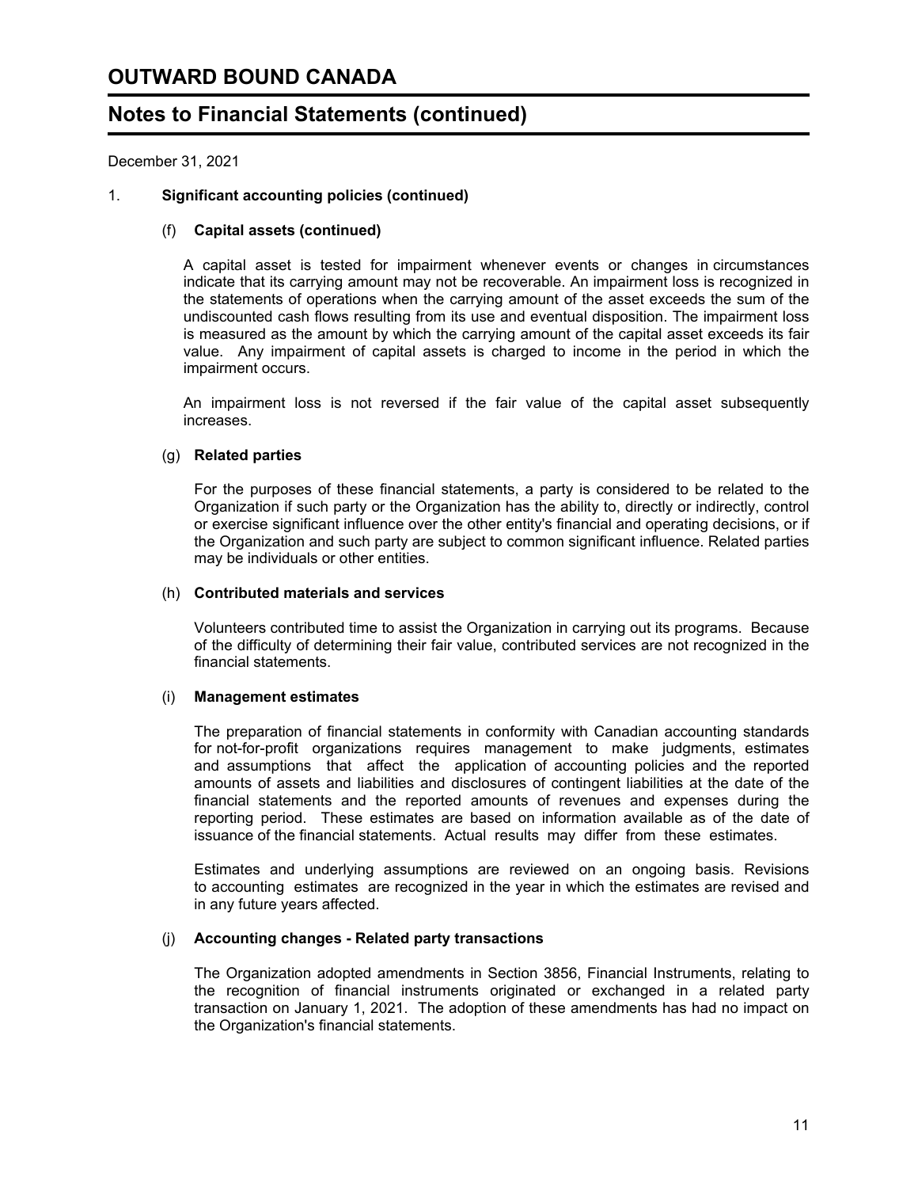# OUTWARD BOUND CANADA

## Notes to Financial Statements (continued)

December 31, 2021

1. **Significant accounting policies (continued)**

### (f) Capital assets (continued)

A capital asset is tested for impairment whenever events or changes in circumstances indicate that its carrying amount may not be recoverable. An impairment loss is recognized in the statements of operations when the carrying amount of the asset exceeds the sum of the undiscounted cash flows resulting from its use and eventual disposition. The impairment loss is measured as the amount by which the carrying amount of the capital asset exceeds its fair value. Any impairment of capital assets is charged to income in the period in which the impairment occurs.

An impairment loss is not reversed if the fair value of the capital asset subsequently increases.

### (g) Related parties

For the purposes of these financial statements, a party is considered to be related to the Organization if such party or the Organization has the ability to, directly or indirectly, control or exercise significant influence over the other entity's financial and operating decisions, or if the Organization and such party are subject to common significant influence. Related parties may be individuals or other entities.

### (h) Contributed materials and services

Volunteers contributed time to assist the Organization in carrying out its programs. Because of the difficulty of determining their fair value, contributed services are not recognized in the financial statements.

### (i) Management estimates

The preparation of financial statements in conformity with Canadian accounting standards for not-for-profit organizations requires management to make judgments, estimates and assumptions that affect the application of accounting policies and the reported amounts of assets and liabilities and disclosures of contingent liabilities at the date of the financial statements and the reported amounts of revenues and expenses during the reporting period. These estimates are based on information available as of the date of issuance of the financial statements. Actual results may differ from these estimates.

Estimates and underlying assumptions are reviewed on an ongoing basis. Revisions to accounting estimates are recognized in the year in which the estimates are revised and in any future years affected.

### (j) Accounting changes - Related party transactions

The Organization adopted amendments in Section 3856, Financial Instruments, relating to the recognition of financial instruments originated or exchanged in a related party transaction on January 1, 2021. The adoption of these amendments has had no impact on the Organization's financial statements.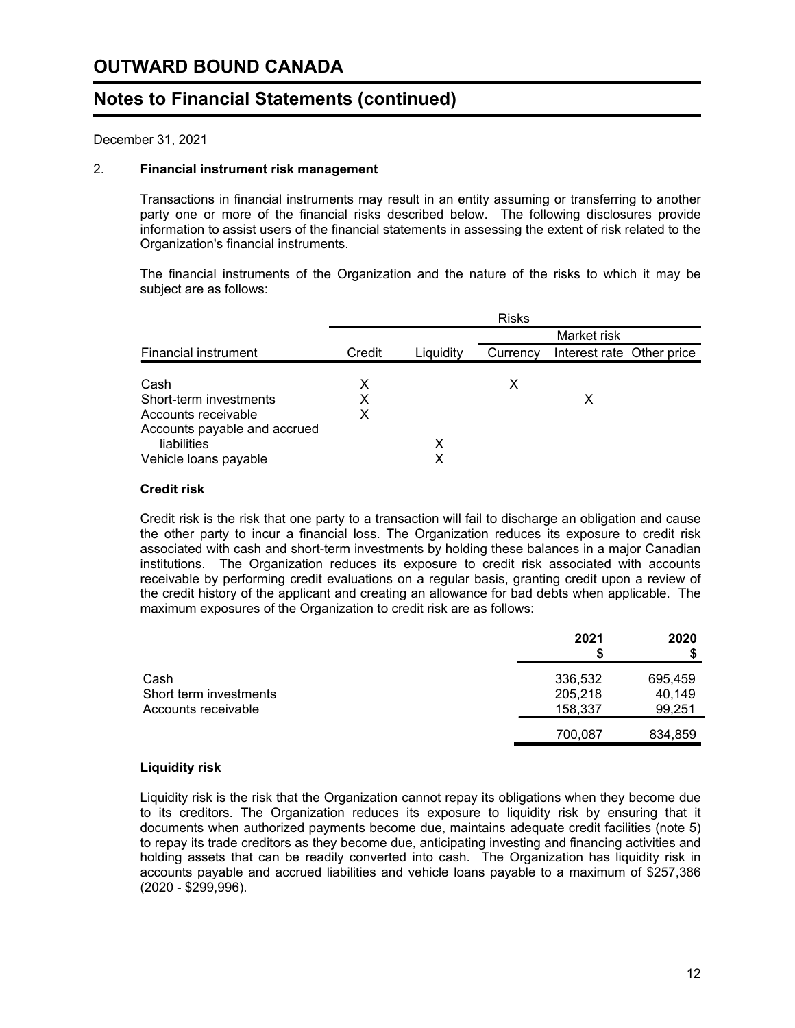# OUTWARD BOUND CANADA

## Notes to Financial Statements (continued)

December 31, 2021

### 2. Financial instrument risk management

Transactions in financial instruments may result in an entity assuming or transferring to another party one or more of the financial risks described below. The following disclosures provide information to assist users of the financial statements in assessing the extent of risk related to the Organization's financial instruments.

The financial instruments of the Organization and the nature of the risks to which it may be subject are as follows:

| | Risks | | | | |
|---|---|---|---|---|---|
| | | | Market risk | | |
| Financial instrument | Credit | Liquidity | Currency | Interest rate | Other price |
| Cash | X | | X | | |
| Short-term investments | X | | | X | |
| Accounts receivable | X | | | | |
| Accounts payable and accrued liabilities | | X | | | |
| Vehicle loans payable | | X | | | |

#### Credit risk

Credit risk is the risk that one party to a transaction will fail to discharge an obligation and cause the other party to incur a financial loss. The Organization reduces its exposure to credit risk associated with cash and short-term investments by holding these balances in a major Canadian institutions. The Organization reduces its exposure to credit risk associated with accounts receivable by performing credit evaluations on a regular basis, granting credit upon a review of the credit history of the applicant and creating an allowance for bad debts when applicable. The maximum exposures of the Organization to credit risk are as follows:

| | 2021 $ | 2020 $ |
|---|---|---|
| Cash | 336,532 | 695,459 |
| Short term investments | 205,218 | 40,149 |
| Accounts receivable | 158,337 | 99,251 |
| | 700,087 | 834,859 |

#### Liquidity risk

Liquidity risk is the risk that the Organization cannot repay its obligations when they become due to its creditors. The Organization reduces its exposure to liquidity risk by ensuring that it documents when authorized payments become due, maintains adequate credit facilities (note 5) to repay its trade creditors as they become due, anticipating investing and financing activities and holding assets that can be readily converted into cash. The Organization has liquidity risk in accounts payable and accrued liabilities and vehicle loans payable to a maximum of $257,386 (2020 - $299,996).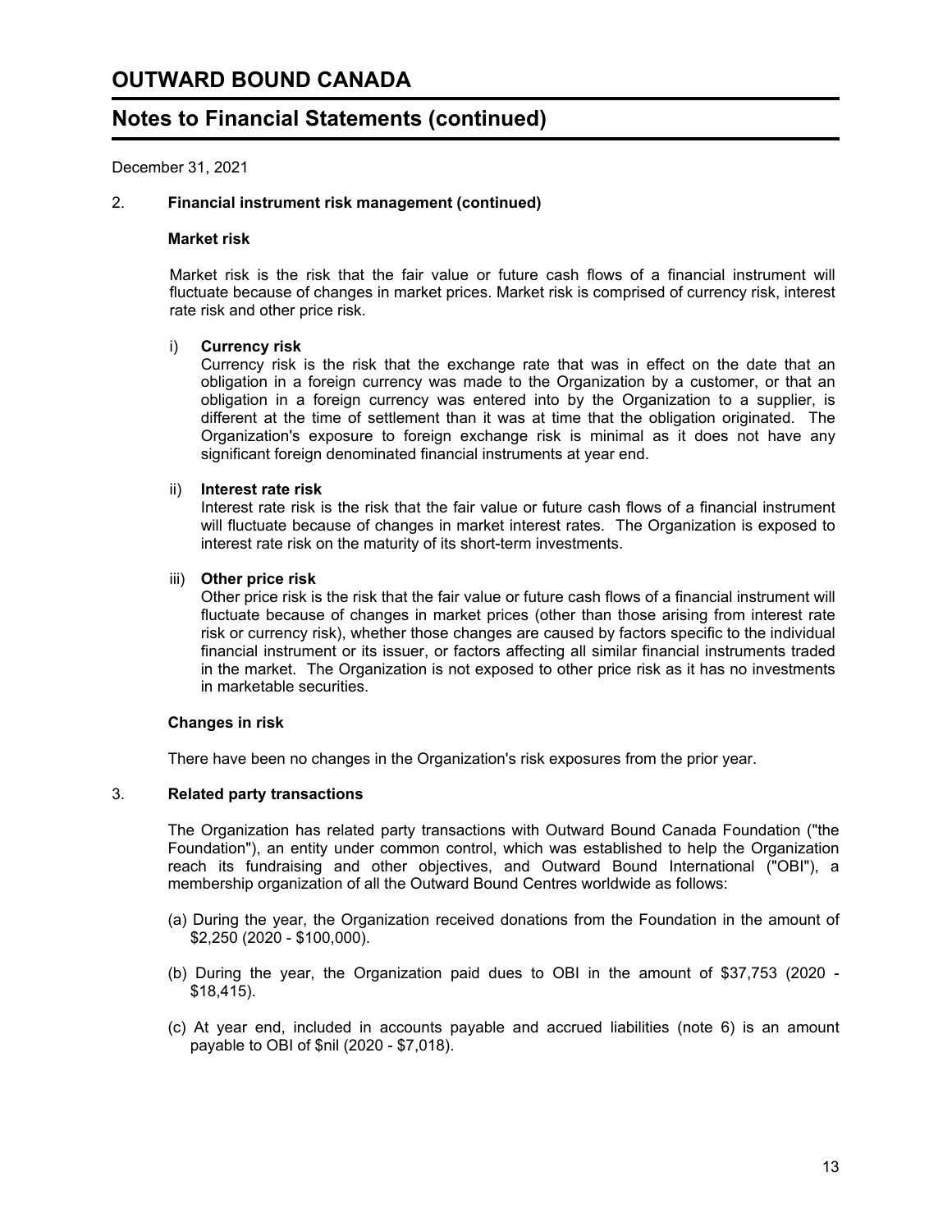# OUTWARD BOUND CANADA

## Notes to Financial Statements (continued)

December 31, 2021

### 2. Financial instrument risk management (continued)

**Market risk**

Market risk is the risk that the fair value or future cash flows of a financial instrument will fluctuate because of changes in market prices. Market risk is comprised of currency risk, interest rate risk and other price risk.

i) **Currency risk**
Currency risk is the risk that the exchange rate that was in effect on the date that an obligation in a foreign currency was made to the Organization by a customer, or that an obligation in a foreign currency was entered into by the Organization to a supplier, is different at the time of settlement than it was at time that the obligation originated. The Organization's exposure to foreign exchange risk is minimal as it does not have any significant foreign denominated financial instruments at year end.

ii) **Interest rate risk**
Interest rate risk is the risk that the fair value or future cash flows of a financial instrument will fluctuate because of changes in market interest rates. The Organization is exposed to interest rate risk on the maturity of its short-term investments.

iii) **Other price risk**
Other price risk is the risk that the fair value or future cash flows of a financial instrument will fluctuate because of changes in market prices (other than those arising from interest rate risk or currency risk), whether those changes are caused by factors specific to the individual financial instrument or its issuer, or factors affecting all similar financial instruments traded in the market. The Organization is not exposed to other price risk as it has no investments in marketable securities.

**Changes in risk**

There have been no changes in the Organization's risk exposures from the prior year.

### 3. Related party transactions

The Organization has related party transactions with Outward Bound Canada Foundation ("the Foundation"), an entity under common control, which was established to help the Organization reach its fundraising and other objectives, and Outward Bound International ("OBI"), a membership organization of all the Outward Bound Centres worldwide as follows:

(a) During the year, the Organization received donations from the Foundation in the amount of $2,250 (2020 - $100,000).

(b) During the year, the Organization paid dues to OBI in the amount of $37,753 (2020 - $18,415).

(c) At year end, included in accounts payable and accrued liabilities (note 6) is an amount payable to OBI of $nil (2020 - $7,018).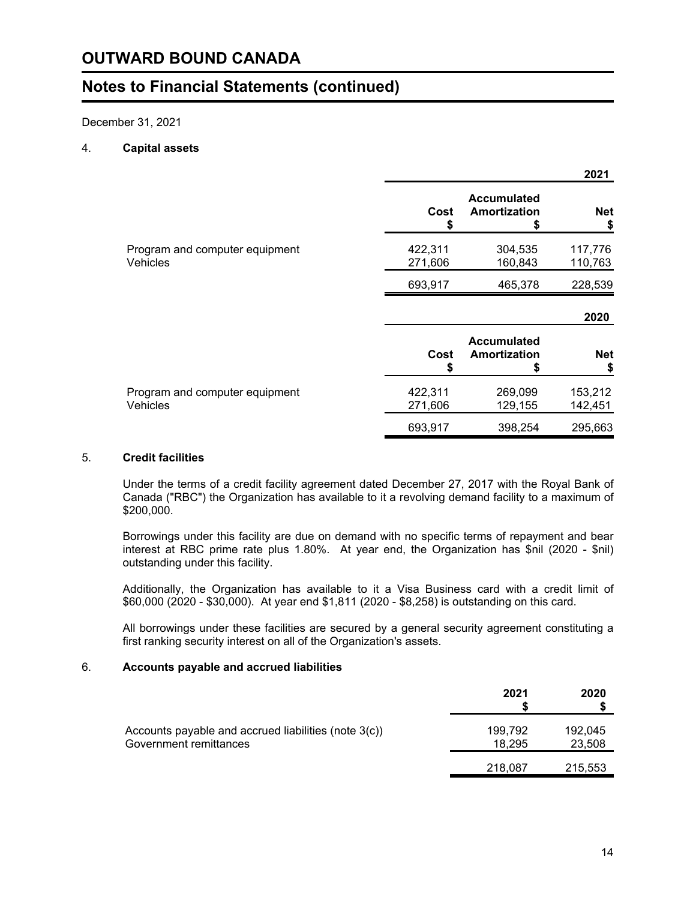# OUTWARD BOUND CANADA

## Notes to Financial Statements (continued)

December 31, 2021

### 4. Capital assets

| | | | 2021 |
|---|---|---|---|
| | Cost<br>$ | Accumulated Amortization<br>$ | Net<br>$ |
| Program and computer equipment | 422,311 | 304,535 | 117,776 |
| Vehicles | 271,606 | 160,843 | 110,763 |
| | 693,917 | 465,378 | 228,539 |

| | | | 2020 |
|---|---|---|---|
| | Cost<br>$ | Accumulated Amortization<br>$ | Net<br>$ |
| Program and computer equipment | 422,311 | 269,099 | 153,212 |
| Vehicles | 271,606 | 129,155 | 142,451 |
| | 693,917 | 398,254 | 295,663 |

### 5. Credit facilities

Under the terms of a credit facility agreement dated December 27, 2017 with the Royal Bank of Canada ("RBC") the Organization has available to it a revolving demand facility to a maximum of $200,000.

Borrowings under this facility are due on demand with no specific terms of repayment and bear interest at RBC prime rate plus 1.80%. At year end, the Organization has $nil (2020 - $nil) outstanding under this facility.

Additionally, the Organization has available to it a Visa Business card with a credit limit of $60,000 (2020 - $30,000). At year end $1,811 (2020 - $8,258) is outstanding on this card.

All borrowings under these facilities are secured by a general security agreement constituting a first ranking security interest on all of the Organization's assets.

### 6. Accounts payable and accrued liabilities

| | 2021<br>$ | 2020<br>$ |
|---|---|---|
| Accounts payable and accrued liabilities (note 3(c)) | 199,792 | 192,045 |
| Government remittances | 18,295 | 23,508 |
| | 218,087 | 215,553 |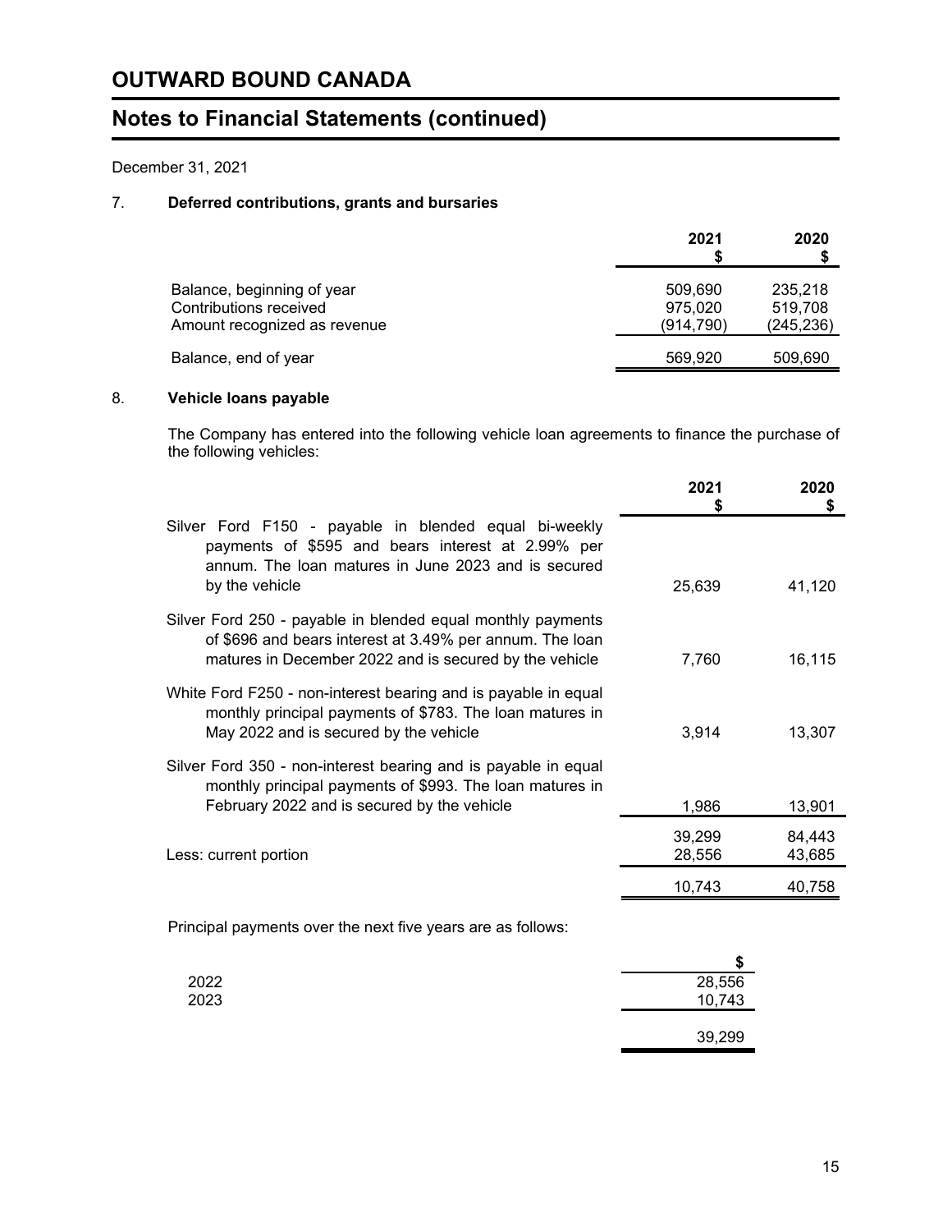# OUTWARD BOUND CANADA

## Notes to Financial Statements (continued)

December 31, 2021

### 7. Deferred contributions, grants and bursaries

| | 2021 $ | 2020 $ |
|---|---|---|
| Balance, beginning of year | 509,690 | 235,218 |
| Contributions received | 975,020 | 519,708 |
| Amount recognized as revenue | (914,790) | (245,236) |
| Balance, end of year | 569,920 | 509,690 |

### 8. Vehicle loans payable

The Company has entered into the following vehicle loan agreements to finance the purchase of the following vehicles:

| | 2021 $ | 2020 $ |
|---|---|---|
| Silver Ford F150 - payable in blended equal bi-weekly payments of $595 and bears interest at 2.99% per annum. The loan matures in June 2023 and is secured by the vehicle | 25,639 | 41,120 |
| Silver Ford 250 - payable in blended equal monthly payments of $696 and bears interest at 3.49% per annum. The loan matures in December 2022 and is secured by the vehicle | 7,760 | 16,115 |
| White Ford F250 - non-interest bearing and is payable in equal monthly principal payments of $783. The loan matures in May 2022 and is secured by the vehicle | 3,914 | 13,307 |
| Silver Ford 350 - non-interest bearing and is payable in equal monthly principal payments of $993. The loan matures in February 2022 and is secured by the vehicle | 1,986 | 13,901 |
| | 39,299 | 84,443 |
| Less: current portion | 28,556 | 43,685 |
| | 10,743 | 40,758 |

Principal payments over the next five years are as follows:

| | $ |
|---|---|
| 2022 | 28,556 |
| 2023 | 10,743 |
| | 39,299 |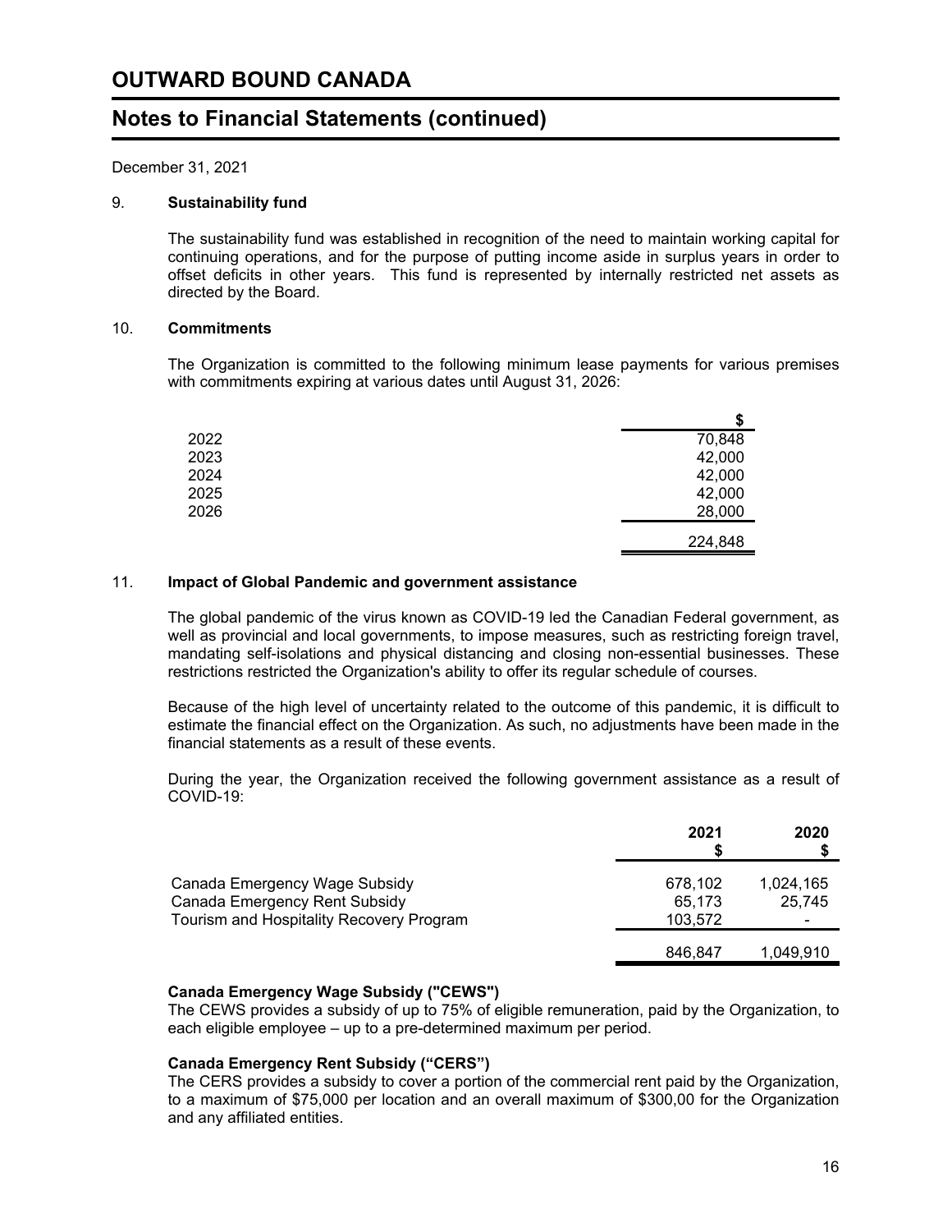# OUTWARD BOUND CANADA

## Notes to Financial Statements (continued)

December 31, 2021

### 9. Sustainability fund

The sustainability fund was established in recognition of the need to maintain working capital for continuing operations, and for the purpose of putting income aside in surplus years in order to offset deficits in other years. This fund is represented by internally restricted net assets as directed by the Board.

### 10. Commitments

The Organization is committed to the following minimum lease payments for various premises with commitments expiring at various dates until August 31, 2026:

| | $ |
|---|---|
| 2022 | 70,848 |
| 2023 | 42,000 |
| 2024 | 42,000 |
| 2025 | 42,000 |
| 2026 | 28,000 |
| | 224,848 |

### 11. Impact of Global Pandemic and government assistance

The global pandemic of the virus known as COVID-19 led the Canadian Federal government, as well as provincial and local governments, to impose measures, such as restricting foreign travel, mandating self-isolations and physical distancing and closing non-essential businesses. These restrictions restricted the Organization's ability to offer its regular schedule of courses.

Because of the high level of uncertainty related to the outcome of this pandemic, it is difficult to estimate the financial effect on the Organization. As such, no adjustments have been made in the financial statements as a result of these events.

During the year, the Organization received the following government assistance as a result of COVID-19:

| | 2021 $ | 2020 $ |
|---|---|---|
| Canada Emergency Wage Subsidy | 678,102 | 1,024,165 |
| Canada Emergency Rent Subsidy | 65,173 | 25,745 |
| Tourism and Hospitality Recovery Program | 103,572 | - |
| | 846,847 | 1,049,910 |

**Canada Emergency Wage Subsidy ("CEWS")**
The CEWS provides a subsidy of up to 75% of eligible remuneration, paid by the Organization, to each eligible employee – up to a pre-determined maximum per period.

**Canada Emergency Rent Subsidy ("CERS")**
The CERS provides a subsidy to cover a portion of the commercial rent paid by the Organization, to a maximum of $75,000 per location and an overall maximum of $300,00 for the Organization and any affiliated entities.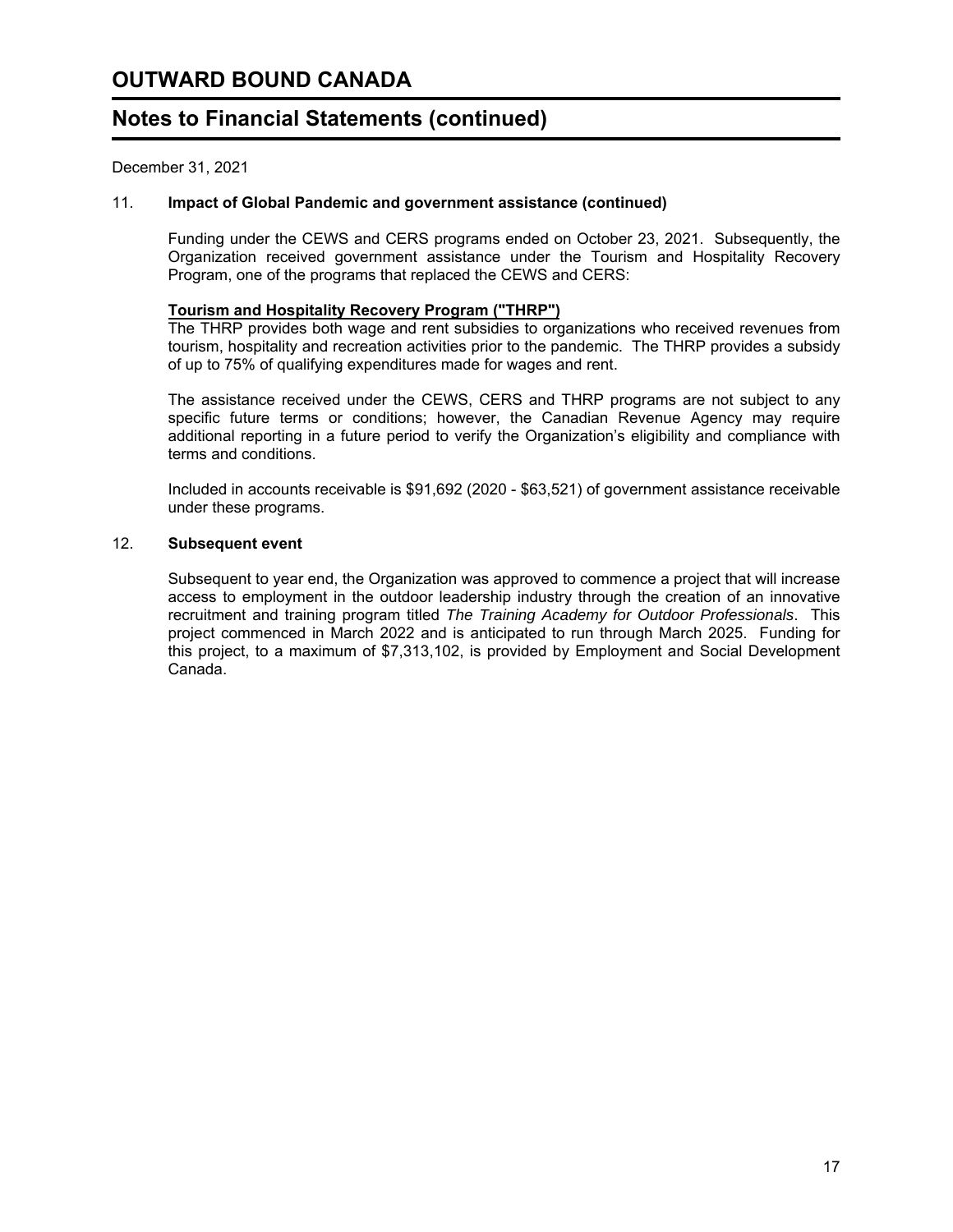# OUTWARD BOUND CANADA

## Notes to Financial Statements (continued)

December 31, 2021

### 11. Impact of Global Pandemic and government assistance (continued)

Funding under the CEWS and CERS programs ended on October 23, 2021. Subsequently, the Organization received government assistance under the Tourism and Hospitality Recovery Program, one of the programs that replaced the CEWS and CERS:

**Tourism and Hospitality Recovery Program ("THRP")**

The THRP provides both wage and rent subsidies to organizations who received revenues from tourism, hospitality and recreation activities prior to the pandemic. The THRP provides a subsidy of up to 75% of qualifying expenditures made for wages and rent.

The assistance received under the CEWS, CERS and THRP programs are not subject to any specific future terms or conditions; however, the Canadian Revenue Agency may require additional reporting in a future period to verify the Organization's eligibility and compliance with terms and conditions.

Included in accounts receivable is $91,692 (2020 - $63,521) of government assistance receivable under these programs.

### 12. Subsequent event

Subsequent to year end, the Organization was approved to commence a project that will increase access to employment in the outdoor leadership industry through the creation of an innovative recruitment and training program titled *The Training Academy for Outdoor Professionals*. This project commenced in March 2022 and is anticipated to run through March 2025. Funding for this project, to a maximum of $7,313,102, is provided by Employment and Social Development Canada.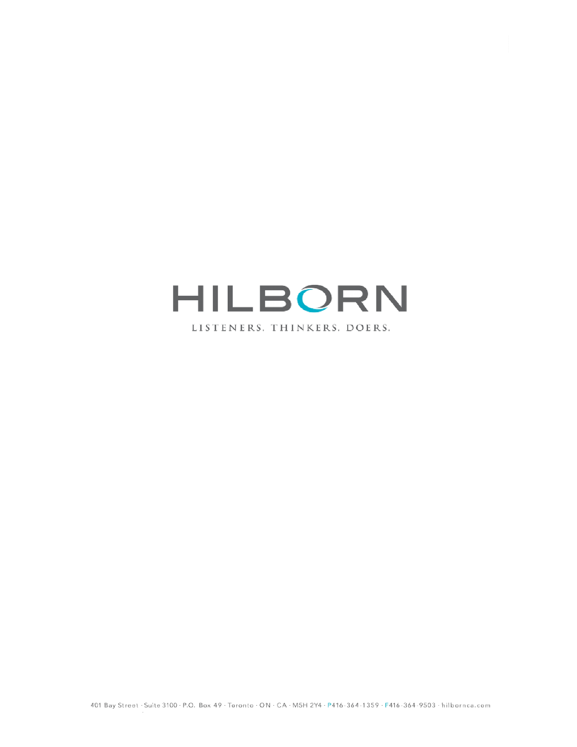HILBORN

LISTENERS. THINKERS. DOERS.

401 Bay Street · Suite 3100 · P.O. Box 49 · Toronto · ON · CA · M5H 2Y4 · P416-364-1359 · F416-364-9503 · hilbornca.com